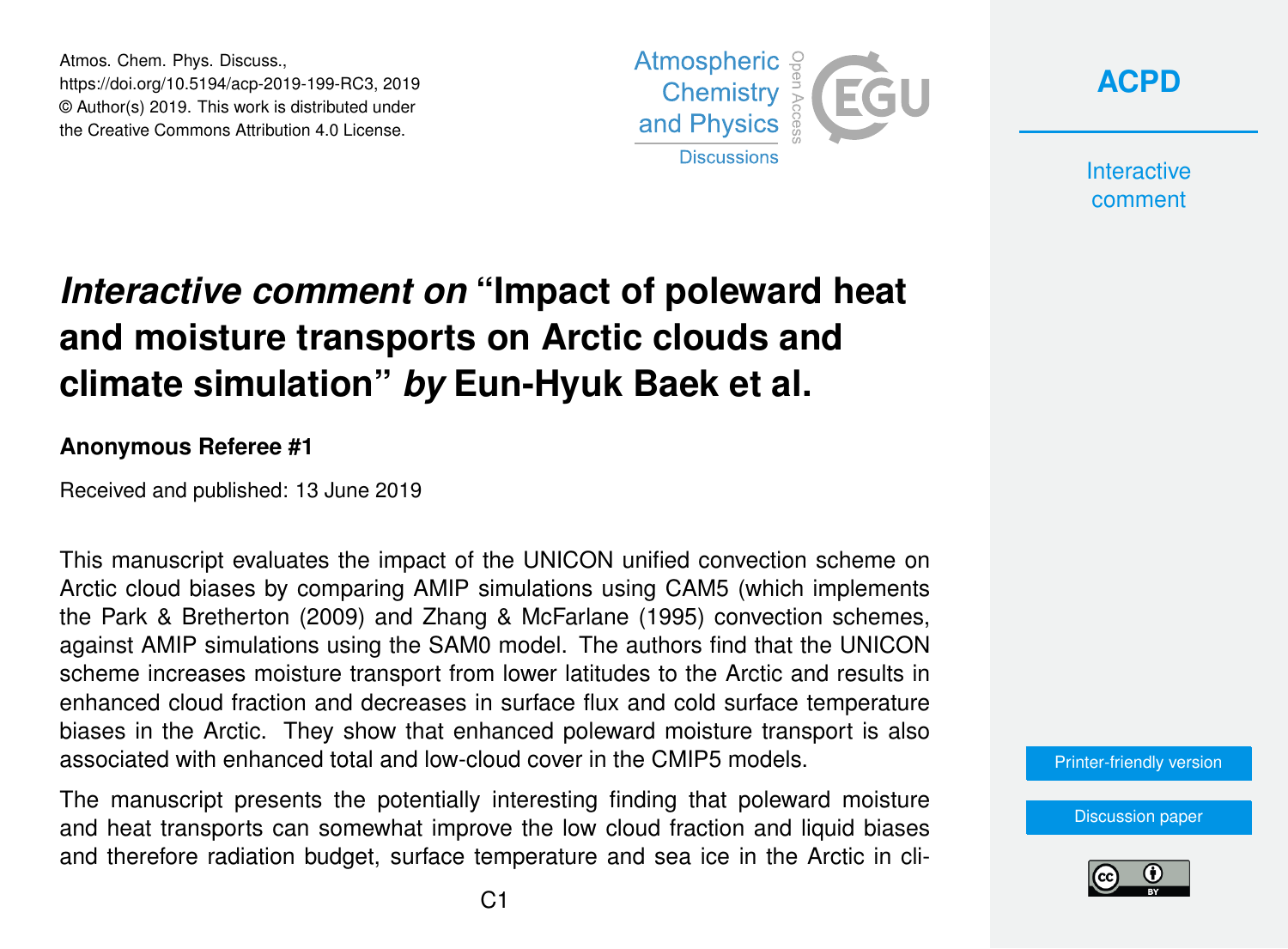# *Interactive comment on* "Impact of poleward heat and moisture transports on Arctic clouds and climate simulation" *by* Eun-Hyuk Baek et al.

**Anonymous Referee #1**

Received and published: 13 June 2019

This manuscript evaluates the impact of the UNICON unified convection scheme on Arctic cloud biases by comparing AMIP simulations using CAM5 (which implements the Park & Bretherton (2009) and Zhang & McFarlane (1995) convection schemes, against AMIP simulations using the SAM0 model. The authors find that the UNICON scheme increases moisture transport from lower latitudes to the Arctic and results in enhanced cloud fraction and decreases in surface flux and cold surface temperature biases in the Arctic. They show that enhanced poleward moisture transport is also associated with enhanced total and low-cloud cover in the CMIP5 models.

The manuscript presents the potentially interesting finding that poleward moisture and heat transports can somewhat improve the low cloud fraction and liquid biases and therefore radiation budget, surface temperature and sea ice in the Arctic in cli-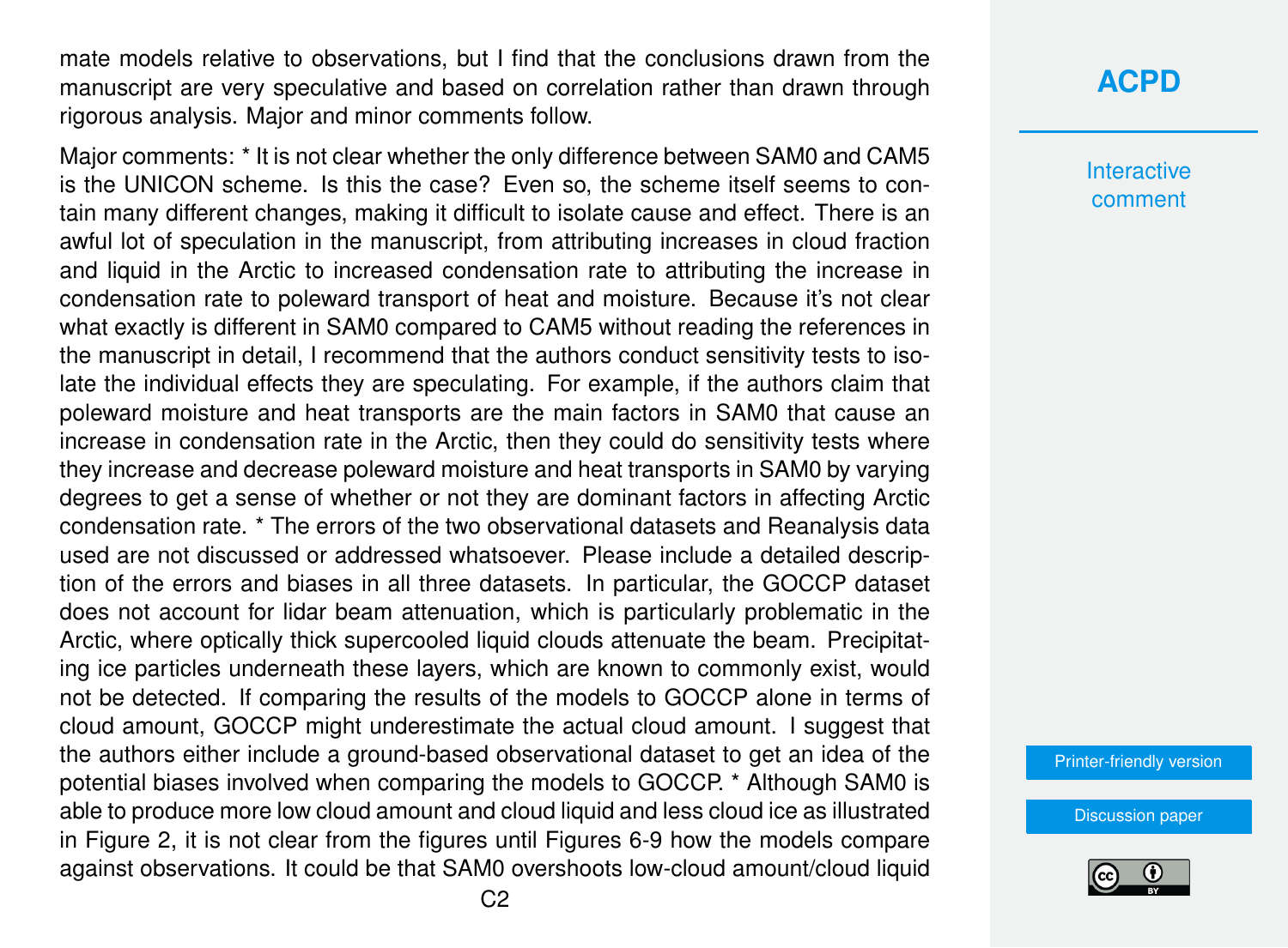mate models relative to observations, but I find that the conclusions drawn from the manuscript are very speculative and based on correlation rather than drawn through rigorous analysis. Major and minor comments follow.

Major comments: * It is not clear whether the only difference between SAM0 and CAM5 is the UNICON scheme. Is this the case? Even so, the scheme itself seems to contain many different changes, making it difficult to isolate cause and effect. There is an awful lot of speculation in the manuscript, from attributing increases in cloud fraction and liquid in the Arctic to increased condensation rate to attributing the increase in condensation rate to poleward transport of heat and moisture. Because it's not clear what exactly is different in SAM0 compared to CAM5 without reading the references in the manuscript in detail, I recommend that the authors conduct sensitivity tests to isolate the individual effects they are speculating. For example, if the authors claim that poleward moisture and heat transports are the main factors in SAM0 that cause an increase in condensation rate in the Arctic, then they could do sensitivity tests where they increase and decrease poleward moisture and heat transports in SAM0 by varying degrees to get a sense of whether or not they are dominant factors in affecting Arctic condensation rate. * The errors of the two observational datasets and Reanalysis data used are not discussed or addressed whatsoever. Please include a detailed description of the errors and biases in all three datasets. In particular, the GOCCP dataset does not account for lidar beam attenuation, which is particularly problematic in the Arctic, where optically thick supercooled liquid clouds attenuate the beam. Precipitating ice particles underneath these layers, which are known to commonly exist, would not be detected. If comparing the results of the models to GOCCP alone in terms of cloud amount, GOCCP might underestimate the actual cloud amount. I suggest that the authors either include a ground-based observational dataset to get an idea of the potential biases involved when comparing the models to GOCCP. * Although SAM0 is able to produce more low cloud amount and cloud liquid and less cloud ice as illustrated in Figure 2, it is not clear from the figures until Figures 6-9 how the models compare against observations. It could be that SAM0 overshoots low-cloud amount/cloud liquid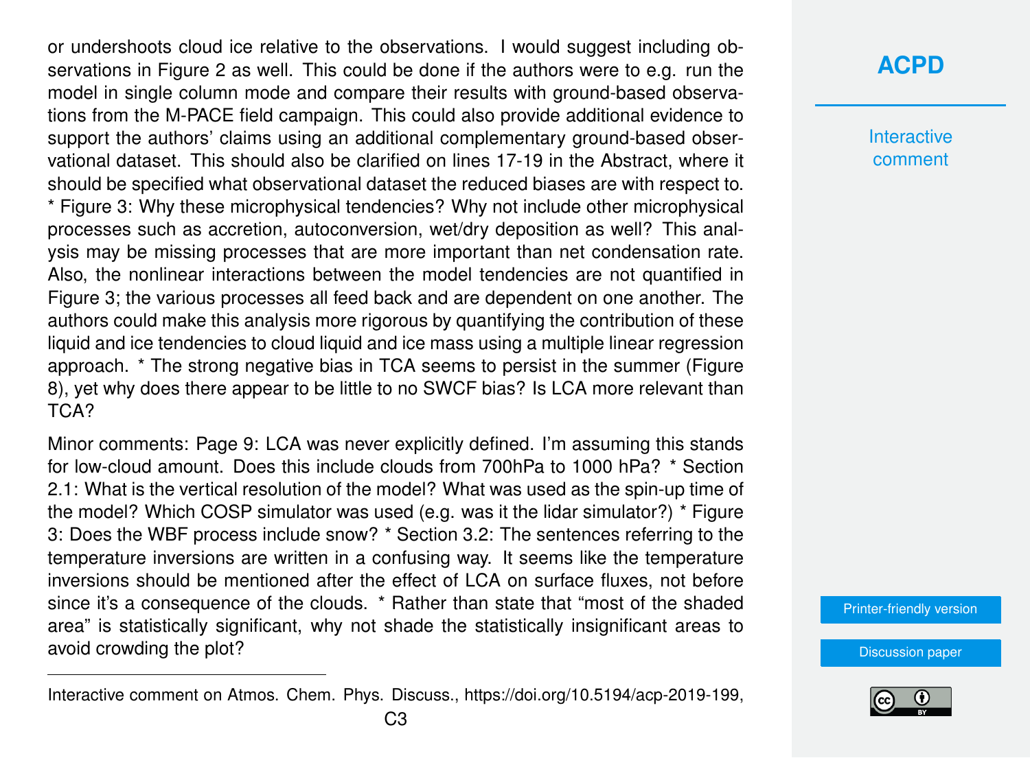or undershoots cloud ice relative to the observations. I would suggest including observations in Figure 2 as well. This could be done if the authors were to e.g. run the model in single column mode and compare their results with ground-based observations from the M-PACE field campaign. This could also provide additional evidence to support the authors' claims using an additional complementary ground-based observational dataset. This should also be clarified on lines 17-19 in the Abstract, where it should be specified what observational dataset the reduced biases are with respect to. * Figure 3: Why these microphysical tendencies? Why not include other microphysical processes such as accretion, autoconversion, wet/dry deposition as well? This analysis may be missing processes that are more important than net condensation rate. Also, the nonlinear interactions between the model tendencies are not quantified in Figure 3; the various processes all feed back and are dependent on one another. The authors could make this analysis more rigorous by quantifying the contribution of these liquid and ice tendencies to cloud liquid and ice mass using a multiple linear regression approach. * The strong negative bias in TCA seems to persist in the summer (Figure 8), yet why does there appear to be little to no SWCF bias? Is LCA more relevant than TCA?

Minor comments: Page 9: LCA was never explicitly defined. I'm assuming this stands for low-cloud amount. Does this include clouds from 700hPa to 1000 hPa? * Section 2.1: What is the vertical resolution of the model? What was used as the spin-up time of the model? Which COSP simulator was used (e.g. was it the lidar simulator?) * Figure 3: Does the WBF process include snow? * Section 3.2: The sentences referring to the temperature inversions are written in a confusing way. It seems like the temperature inversions should be mentioned after the effect of LCA on surface fluxes, not before since it's a consequence of the clouds. * Rather than state that "most of the shaded area" is statistically significant, why not shade the statistically insignificant areas to avoid crowding the plot?

---

Interactive comment on Atmos. Chem. Phys. Discuss., https://doi.org/10.5194/acp-2019-199,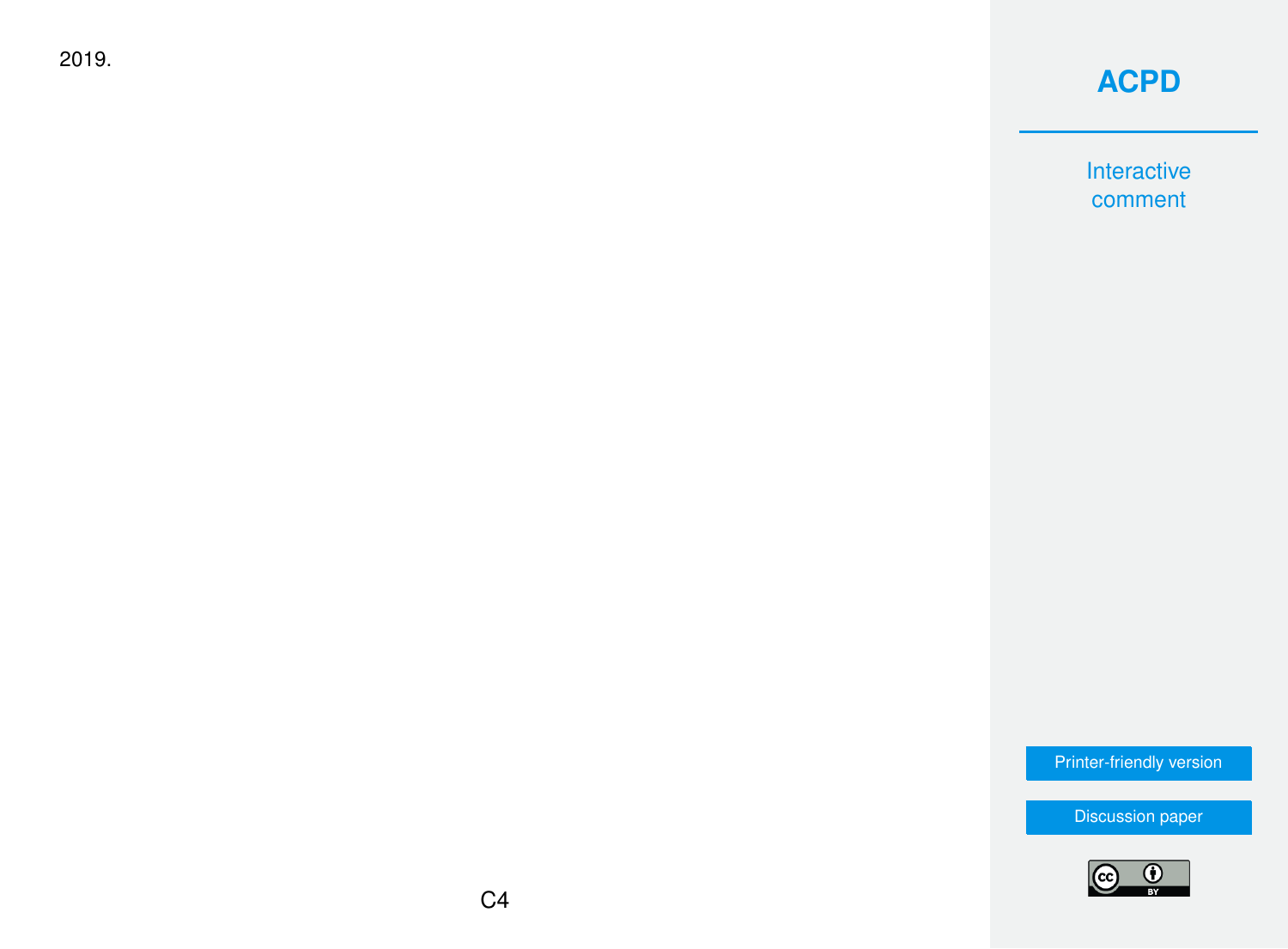2019.